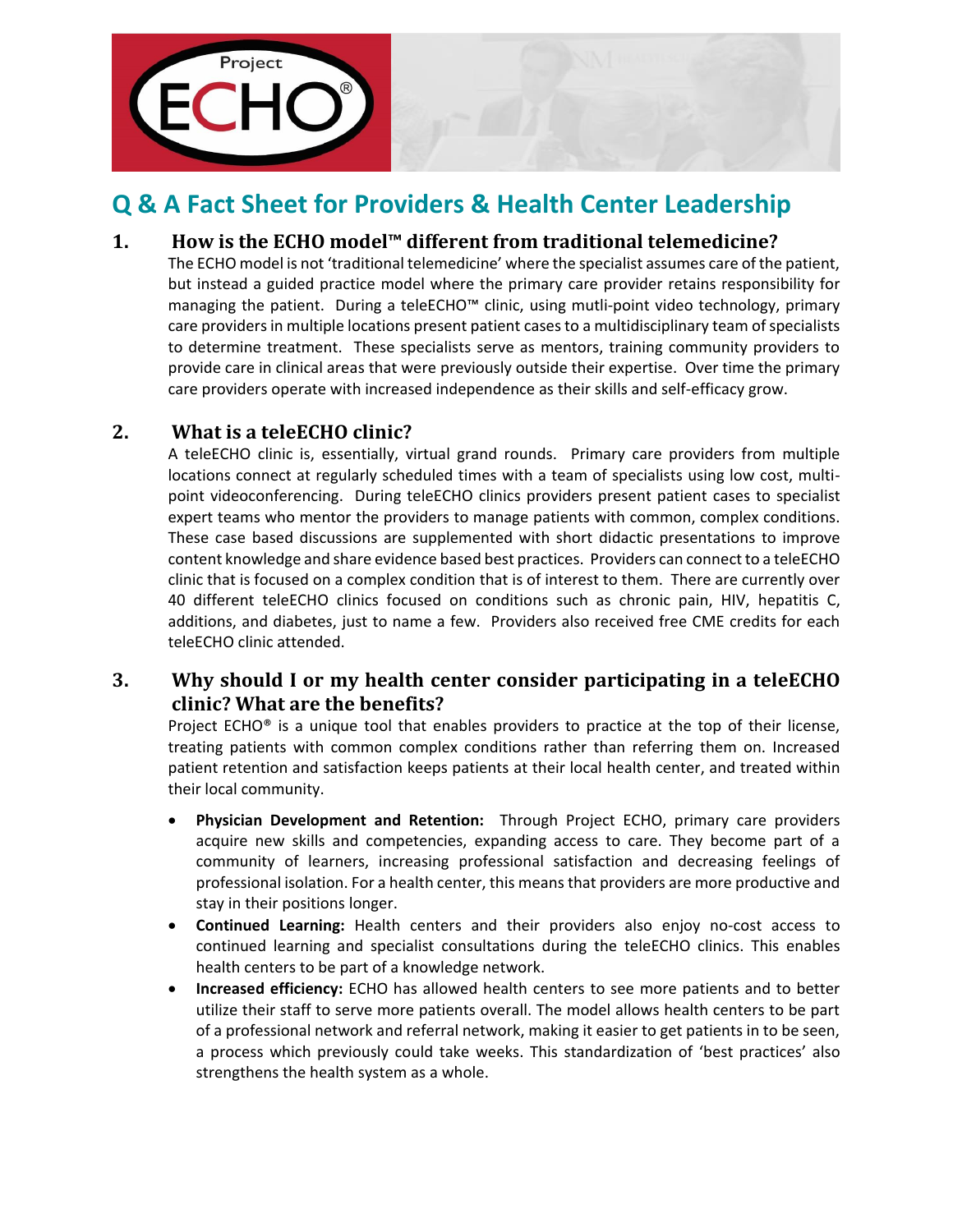# Q & A Fact Sheet for Providers & Health Center Leadership

## 1. How is the ECHO model™ different from traditional telemedicine?

The ECHO model is not 'traditional telemedicine' where the specialist assumes care of the patient, but instead a guided practice model where the primary care provider retains responsibility for managing the patient. During a teleECHO™ clinic, using mutli-point video technology, primary care providers in multiple locations present patient cases to a multidisciplinary team of specialists to determine treatment. These specialists serve as mentors, training community providers to provide care in clinical areas that were previously outside their expertise. Over time the primary care providers operate with increased independence as their skills and self-efficacy grow.

## 2. What is a teleECHO clinic?

A teleECHO clinic is, essentially, virtual grand rounds. Primary care providers from multiple locations connect at regularly scheduled times with a team of specialists using low cost, multi-point videoconferencing. During teleECHO clinics providers present patient cases to specialist expert teams who mentor the providers to manage patients with common, complex conditions. These case based discussions are supplemented with short didactic presentations to improve content knowledge and share evidence based best practices. Providers can connect to a teleECHO clinic that is focused on a complex condition that is of interest to them. There are currently over 40 different teleECHO clinics focused on conditions such as chronic pain, HIV, hepatitis C, additions, and diabetes, just to name a few. Providers also received free CME credits for each teleECHO clinic attended.

## 3. Why should I or my health center consider participating in a teleECHO clinic? What are the benefits?

Project ECHO® is a unique tool that enables providers to practice at the top of their license, treating patients with common complex conditions rather than referring them on. Increased patient retention and satisfaction keeps patients at their local health center, and treated within their local community.

- **Physician Development and Retention:** Through Project ECHO, primary care providers acquire new skills and competencies, expanding access to care. They become part of a community of learners, increasing professional satisfaction and decreasing feelings of professional isolation. For a health center, this means that providers are more productive and stay in their positions longer.
- **Continued Learning:** Health centers and their providers also enjoy no-cost access to continued learning and specialist consultations during the teleECHO clinics. This enables health centers to be part of a knowledge network.
- **Increased efficiency:** ECHO has allowed health centers to see more patients and to better utilize their staff to serve more patients overall. The model allows health centers to be part of a professional network and referral network, making it easier to get patients in to be seen, a process which previously could take weeks. This standardization of 'best practices' also strengthens the health system as a whole.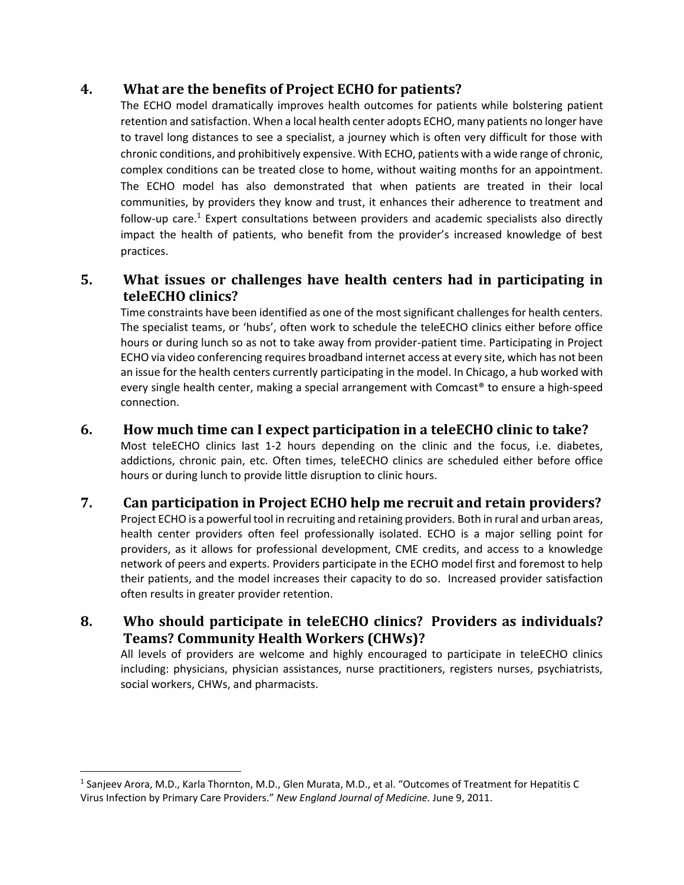## 4. What are the benefits of Project ECHO for patients?

The ECHO model dramatically improves health outcomes for patients while bolstering patient retention and satisfaction. When a local health center adopts ECHO, many patients no longer have to travel long distances to see a specialist, a journey which is often very difficult for those with chronic conditions, and prohibitively expensive. With ECHO, patients with a wide range of chronic, complex conditions can be treated close to home, without waiting months for an appointment. The ECHO model has also demonstrated that when patients are treated in their local communities, by providers they know and trust, it enhances their adherence to treatment and follow-up care.[1] Expert consultations between providers and academic specialists also directly impact the health of patients, who benefit from the provider's increased knowledge of best practices.

## 5. What issues or challenges have health centers had in participating in teleECHO clinics?

Time constraints have been identified as one of the most significant challenges for health centers. The specialist teams, or 'hubs', often work to schedule the teleECHO clinics either before office hours or during lunch so as not to take away from provider-patient time. Participating in Project ECHO via video conferencing requires broadband internet access at every site, which has not been an issue for the health centers currently participating in the model. In Chicago, a hub worked with every single health center, making a special arrangement with Comcast® to ensure a high-speed connection.

## 6. How much time can I expect participation in a teleECHO clinic to take?

Most teleECHO clinics last 1-2 hours depending on the clinic and the focus, i.e. diabetes, addictions, chronic pain, etc. Often times, teleECHO clinics are scheduled either before office hours or during lunch to provide little disruption to clinic hours.

## 7. Can participation in Project ECHO help me recruit and retain providers?

Project ECHO is a powerful tool in recruiting and retaining providers. Both in rural and urban areas, health center providers often feel professionally isolated. ECHO is a major selling point for providers, as it allows for professional development, CME credits, and access to a knowledge network of peers and experts. Providers participate in the ECHO model first and foremost to help their patients, and the model increases their capacity to do so. Increased provider satisfaction often results in greater provider retention.

## 8. Who should participate in teleECHO clinics? Providers as individuals? Teams? Community Health Workers (CHWs)?

All levels of providers are welcome and highly encouraged to participate in teleECHO clinics including: physicians, physician assistances, nurse practitioners, registers nurses, psychiatrists, social workers, CHWs, and pharmacists.

---

[1] Sanjeev Arora, M.D., Karla Thornton, M.D., Glen Murata, M.D., et al. "Outcomes of Treatment for Hepatitis C Virus Infection by Primary Care Providers." *New England Journal of Medicine.* June 9, 2011.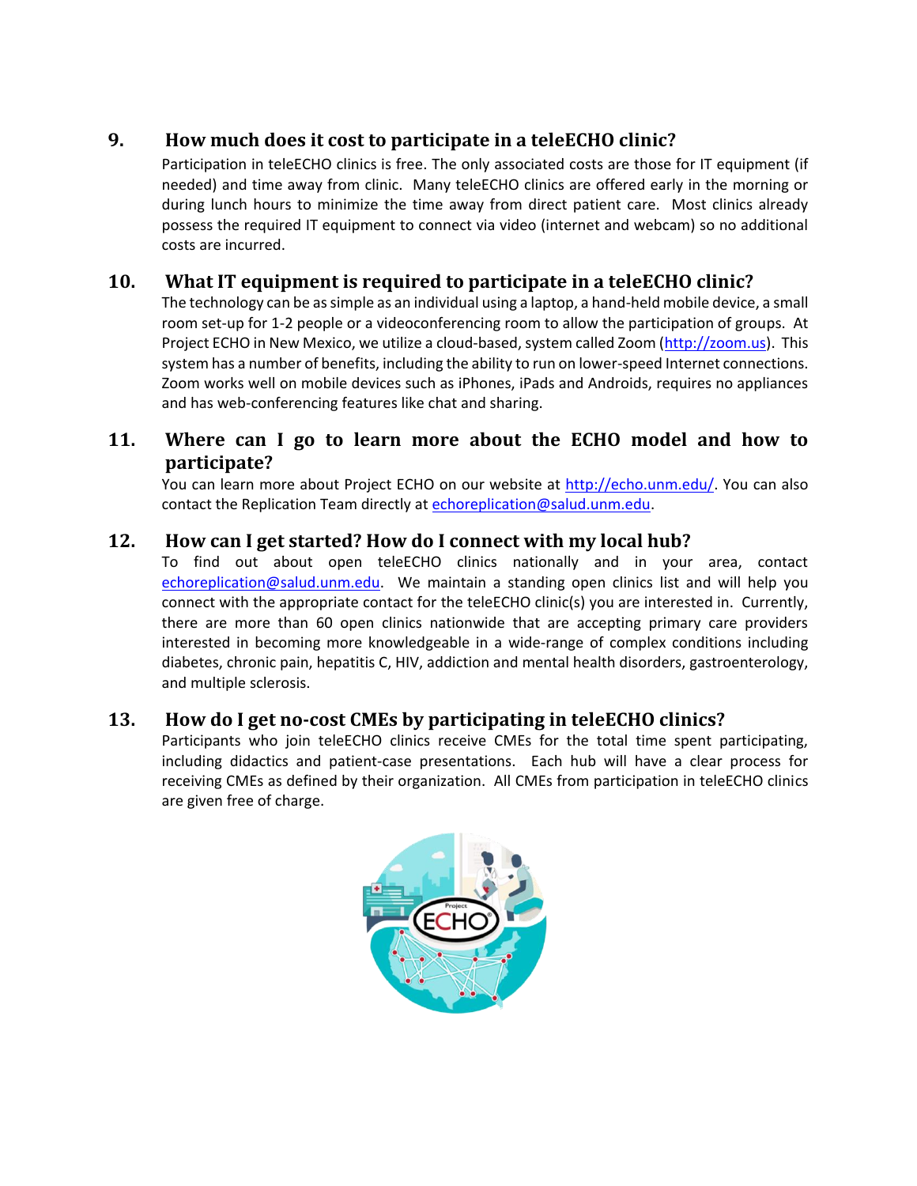## 9. How much does it cost to participate in a teleECHO clinic?

Participation in teleECHO clinics is free. The only associated costs are those for IT equipment (if needed) and time away from clinic. Many teleECHO clinics are offered early in the morning or during lunch hours to minimize the time away from direct patient care. Most clinics already possess the required IT equipment to connect via video (internet and webcam) so no additional costs are incurred.

## 10. What IT equipment is required to participate in a teleECHO clinic?

The technology can be as simple as an individual using a laptop, a hand-held mobile device, a small room set-up for 1-2 people or a videoconferencing room to allow the participation of groups. At Project ECHO in New Mexico, we utilize a cloud-based, system called Zoom (http://zoom.us). This system has a number of benefits, including the ability to run on lower-speed Internet connections. Zoom works well on mobile devices such as iPhones, iPads and Androids, requires no appliances and has web-conferencing features like chat and sharing.

## 11. Where can I go to learn more about the ECHO model and how to participate?

You can learn more about Project ECHO on our website at http://echo.unm.edu/. You can also contact the Replication Team directly at echoreplication@salud.unm.edu.

## 12. How can I get started? How do I connect with my local hub?

To find out about open teleECHO clinics nationally and in your area, contact echoreplication@salud.unm.edu. We maintain a standing open clinics list and will help you connect with the appropriate contact for the teleECHO clinic(s) you are interested in. Currently, there are more than 60 open clinics nationwide that are accepting primary care providers interested in becoming more knowledgeable in a wide-range of complex conditions including diabetes, chronic pain, hepatitis C, HIV, addiction and mental health disorders, gastroenterology, and multiple sclerosis.

## 13. How do I get no-cost CMEs by participating in teleECHO clinics?

Participants who join teleECHO clinics receive CMEs for the total time spent participating, including didactics and patient-case presentations. Each hub will have a clear process for receiving CMEs as defined by their organization. All CMEs from participation in teleECHO clinics are given free of charge.